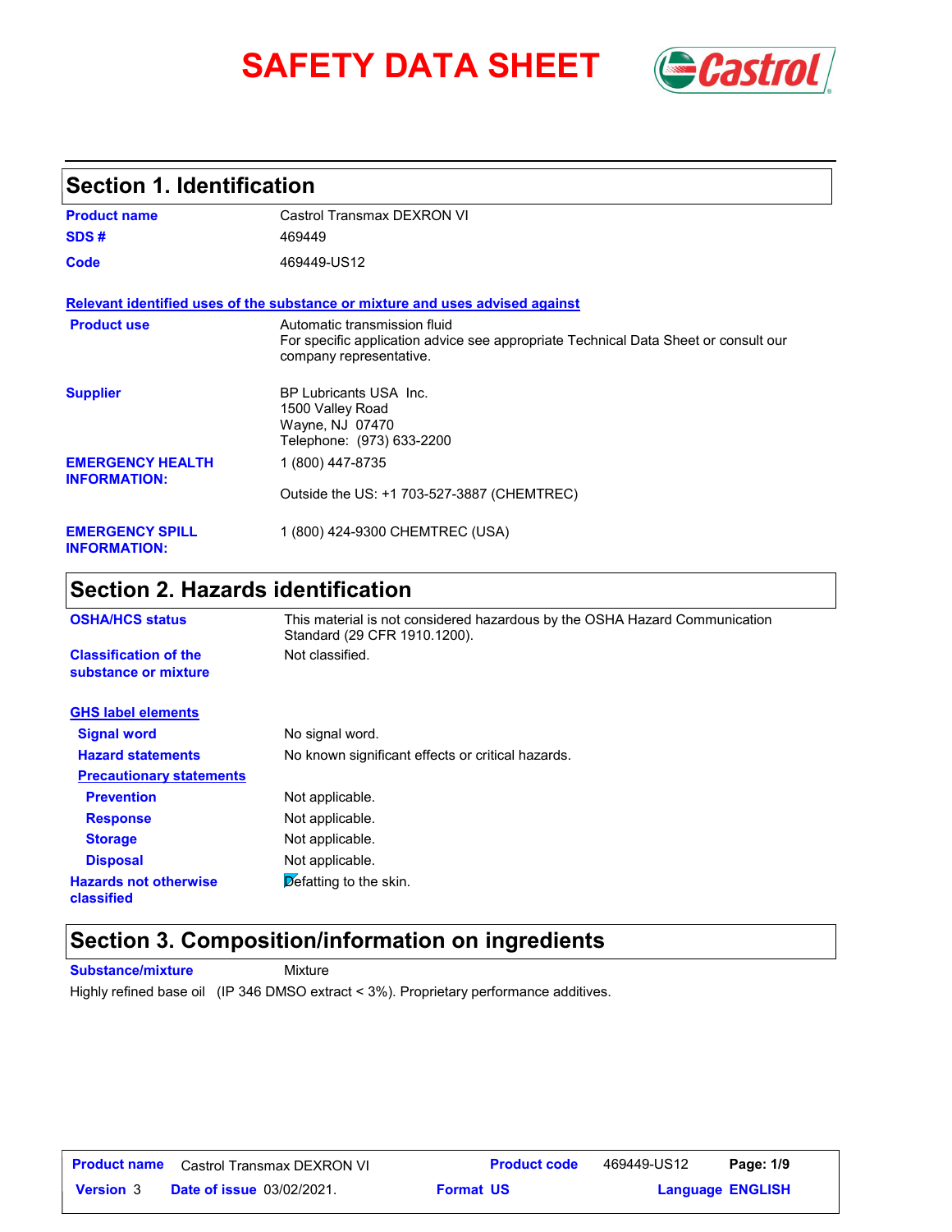# SAFETY DATA SHEET

## Section 1. Identification

| | |
|---|---|
| **Product name** | Castrol Transmax DEXRON VI |
| **SDS #** | 469449 |
| **Code** | 469449-US12 |

**Relevant identified uses of the substance or mixture and uses advised against**

| | |
|---|---|
| **Product use** | Automatic transmission fluid<br>For specific application advice see appropriate Technical Data Sheet or consult our company representative. |
| **Supplier** | BP Lubricants USA Inc.<br>1500 Valley Road<br>Wayne, NJ 07470<br>Telephone: (973) 633-2200 |
| **EMERGENCY HEALTH INFORMATION:** | 1 (800) 447-8735<br><br>Outside the US: +1 703-527-3887 (CHEMTREC) |
| **EMERGENCY SPILL INFORMATION:** | 1 (800) 424-9300 CHEMTREC (USA) |

## Section 2. Hazards identification

| | |
|---|---|
| **OSHA/HCS status** | This material is not considered hazardous by the OSHA Hazard Communication Standard (29 CFR 1910.1200). |
| **Classification of the substance or mixture** | Not classified. |

**GHS label elements**

| | |
|---|---|
| **Signal word** | No signal word. |
| **Hazard statements** | No known significant effects or critical hazards. |

**Precautionary statements**

| | |
|---|---|
| **Prevention** | Not applicable. |
| **Response** | Not applicable. |
| **Storage** | Not applicable. |
| **Disposal** | Not applicable. |
| **Hazards not otherwise classified** | Defatting to the skin. |

## Section 3. Composition/information on ingredients

**Substance/mixture** Mixture

Highly refined base oil (IP 346 DMSO extract < 3%). Proprietary performance additives.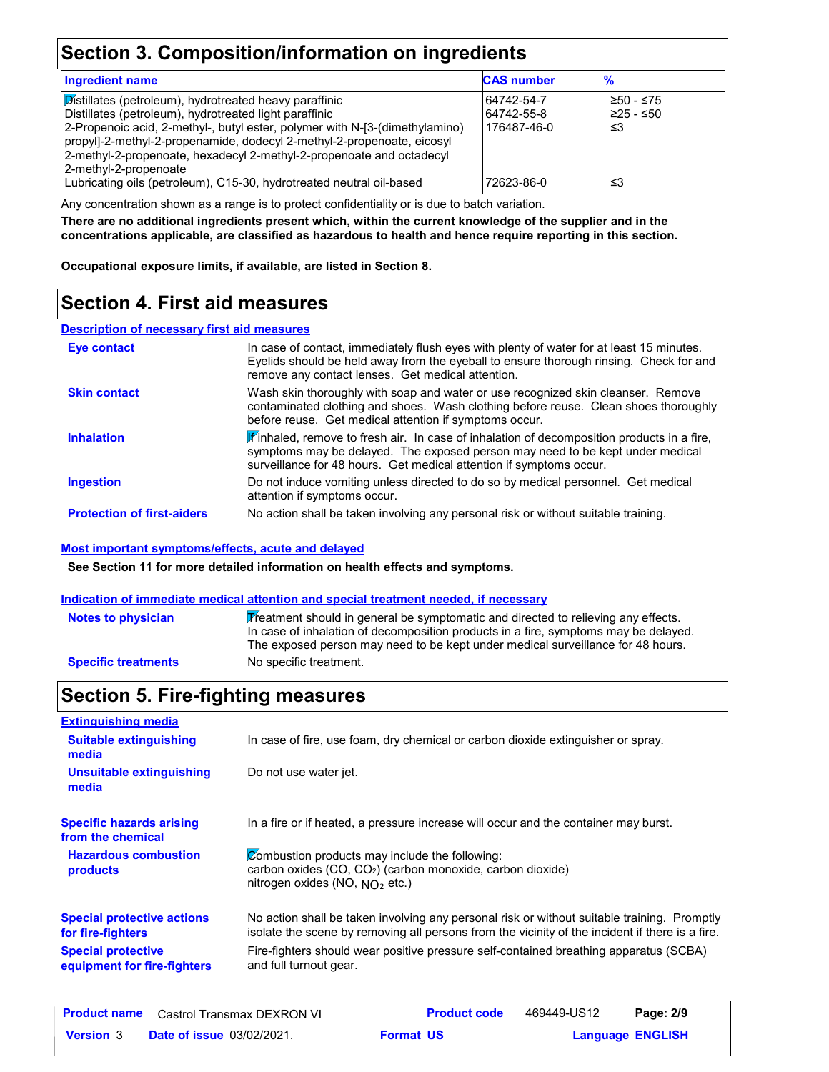## Section 3. Composition/information on ingredients

| Ingredient name | CAS number | % |
|---|---|---|
| Distillates (petroleum), hydrotreated heavy paraffinic | 64742-54-7 | ≥50 - ≤75 |
| Distillates (petroleum), hydrotreated light paraffinic | 64742-55-8 | ≥25 - ≤50 |
| 2-Propenoic acid, 2-methyl-, butyl ester, polymer with N-[3-(dimethylamino) propyl]-2-methyl-2-propenamide, dodecyl 2-methyl-2-propenoate, eicosyl 2-methyl-2-propenoate, hexadecyl 2-methyl-2-propenoate and octadecyl 2-methyl-2-propenoate | 176487-46-0 | ≤3 |
| Lubricating oils (petroleum), C15-30, hydrotreated neutral oil-based | 72623-86-0 | ≤3 |

Any concentration shown as a range is to protect confidentiality or is due to batch variation.

**There are no additional ingredients present which, within the current knowledge of the supplier and in the concentrations applicable, are classified as hazardous to health and hence require reporting in this section.**

**Occupational exposure limits, if available, are listed in Section 8.**

## Section 4. First aid measures

### Description of necessary first aid measures

**Eye contact**
In case of contact, immediately flush eyes with plenty of water for at least 15 minutes. Eyelids should be held away from the eyeball to ensure thorough rinsing. Check for and remove any contact lenses. Get medical attention.

**Skin contact**
Wash skin thoroughly with soap and water or use recognized skin cleanser. Remove contaminated clothing and shoes. Wash clothing before reuse. Clean shoes thoroughly before reuse. Get medical attention if symptoms occur.

**Inhalation**
If inhaled, remove to fresh air. In case of inhalation of decomposition products in a fire, symptoms may be delayed. The exposed person may need to be kept under medical surveillance for 48 hours. Get medical attention if symptoms occur.

**Ingestion**
Do not induce vomiting unless directed to do so by medical personnel. Get medical attention if symptoms occur.

**Protection of first-aiders**
No action shall be taken involving any personal risk or without suitable training.

### Most important symptoms/effects, acute and delayed

**See Section 11 for more detailed information on health effects and symptoms.**

### Indication of immediate medical attention and special treatment needed, if necessary

**Notes to physician**
Treatment should in general be symptomatic and directed to relieving any effects. In case of inhalation of decomposition products in a fire, symptoms may be delayed. The exposed person may need to be kept under medical surveillance for 48 hours.

**Specific treatments**
No specific treatment.

## Section 5. Fire-fighting measures

### Extinguishing media

**Suitable extinguishing media**
In case of fire, use foam, dry chemical or carbon dioxide extinguisher or spray.

**Unsuitable extinguishing media**
Do not use water jet.

**Specific hazards arising from the chemical**
In a fire or if heated, a pressure increase will occur and the container may burst.

**Hazardous combustion products**
Combustion products may include the following:
carbon oxides (CO, $CO_2$) (carbon monoxide, carbon dioxide)
nitrogen oxides (NO, $NO_2$ etc.)

**Special protective actions for fire-fighters**
No action shall be taken involving any personal risk or without suitable training. Promptly isolate the scene by removing all persons from the vicinity of the incident if there is a fire.

**Special protective equipment for fire-fighters**
Fire-fighters should wear positive pressure self-contained breathing apparatus (SCBA) and full turnout gear.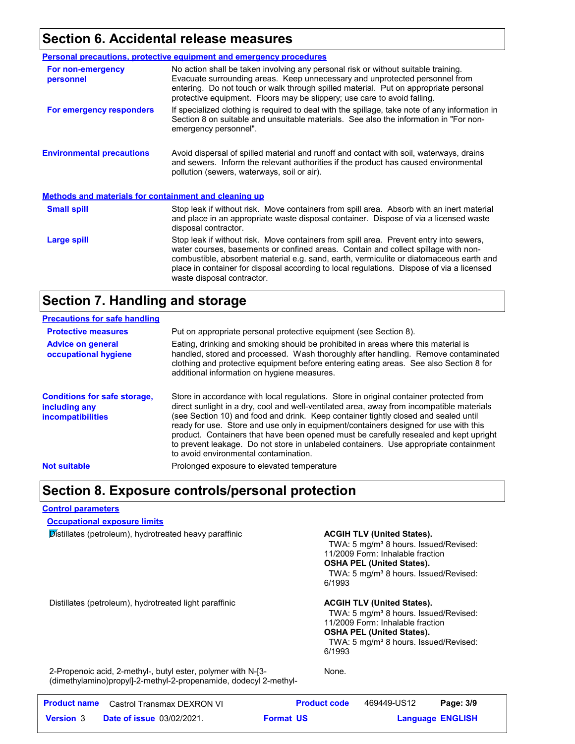## Section 6. Accidental release measures

### Personal precautions, protective equipment and emergency procedures

**For non-emergency personnel**: No action shall be taken involving any personal risk or without suitable training. Evacuate surrounding areas. Keep unnecessary and unprotected personnel from entering. Do not touch or walk through spilled material. Put on appropriate personal protective equipment. Floors may be slippery; use care to avoid falling.

**For emergency responders**: If specialized clothing is required to deal with the spillage, take note of any information in Section 8 on suitable and unsuitable materials. See also the information in "For non-emergency personnel".

**Environmental precautions**: Avoid dispersal of spilled material and runoff and contact with soil, waterways, drains and sewers. Inform the relevant authorities if the product has caused environmental pollution (sewers, waterways, soil or air).

### Methods and materials for containment and cleaning up

**Small spill**: Stop leak if without risk. Move containers from spill area. Absorb with an inert material and place in an appropriate waste disposal container. Dispose of via a licensed waste disposal contractor.

**Large spill**: Stop leak if without risk. Move containers from spill area. Prevent entry into sewers, water courses, basements or confined areas. Contain and collect spillage with non-combustible, absorbent material e.g. sand, earth, vermiculite or diatomaceous earth and place in container for disposal according to local regulations. Dispose of via a licensed waste disposal contractor.

## Section 7. Handling and storage

### Precautions for safe handling

**Protective measures**: Put on appropriate personal protective equipment (see Section 8).

**Advice on general occupational hygiene**: Eating, drinking and smoking should be prohibited in areas where this material is handled, stored and processed. Wash thoroughly after handling. Remove contaminated clothing and protective equipment before entering eating areas. See also Section 8 for additional information on hygiene measures.

**Conditions for safe storage, including any incompatibilities**: Store in accordance with local regulations. Store in original container protected from direct sunlight in a dry, cool and well-ventilated area, away from incompatible materials (see Section 10) and food and drink. Keep container tightly closed and sealed until ready for use. Store and use only in equipment/containers designed for use with this product. Containers that have been opened must be carefully resealed and kept upright to prevent leakage. Do not store in unlabeled containers. Use appropriate containment to avoid environmental contamination.

**Not suitable**: Prolonged exposure to elevated temperature

## Section 8. Exposure controls/personal protection

### Control parameters

#### Occupational exposure limits

| Ingredient | Exposure limits |
|---|---|
| Distillates (petroleum), hydrotreated heavy paraffinic | **ACGIH TLV (United States).** TWA: 5 mg/m³ 8 hours. Issued/Revised: 11/2009 Form: Inhalable fraction **OSHA PEL (United States).** TWA: 5 mg/m³ 8 hours. Issued/Revised: 6/1993 |
| Distillates (petroleum), hydrotreated light paraffinic | **ACGIH TLV (United States).** TWA: 5 mg/m³ 8 hours. Issued/Revised: 11/2009 Form: Inhalable fraction **OSHA PEL (United States).** TWA: 5 mg/m³ 8 hours. Issued/Revised: 6/1993 |
| 2-Propenoic acid, 2-methyl-, butyl ester, polymer with N-[3-(dimethylamino)propyl]-2-methyl-2-propenamide, dodecyl 2-methyl- | None. |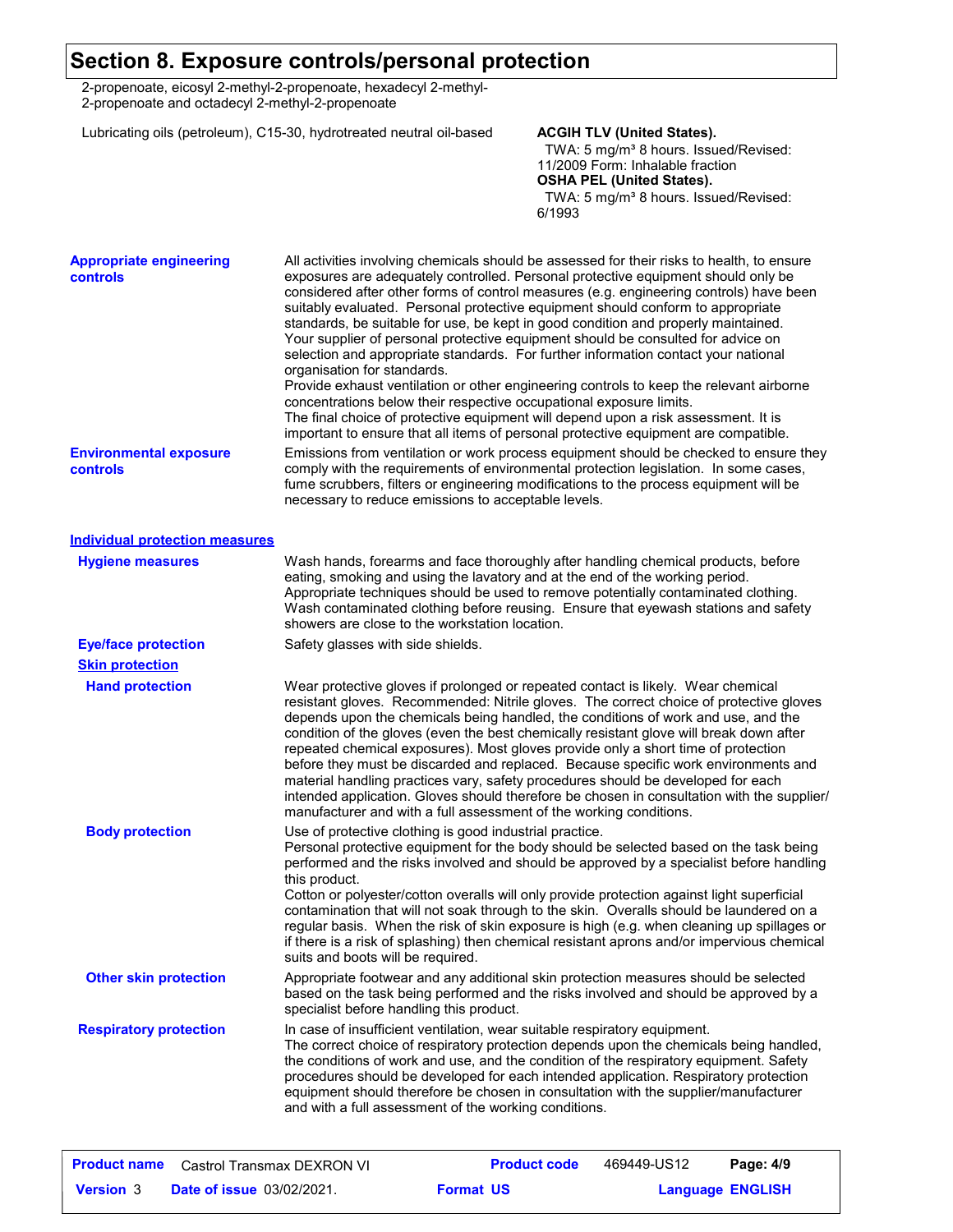# Section 8. Exposure controls/personal protection

| | |
|---|---|
| 2-propenoate, eicosyl 2-methyl-2-propenoate, hexadecyl 2-methyl-2-propenoate and octadecyl 2-methyl-2-propenoate | |
| Lubricating oils (petroleum), C15-30, hydrotreated neutral oil-based | **ACGIH TLV (United States).**<br>TWA: 5 mg/m³ 8 hours. Issued/Revised: 11/2009 Form: Inhalable fraction<br>**OSHA PEL (United States).**<br>TWA: 5 mg/m³ 8 hours. Issued/Revised: 6/1993 |

**Appropriate engineering controls**

All activities involving chemicals should be assessed for their risks to health, to ensure exposures are adequately controlled. Personal protective equipment should only be considered after other forms of control measures (e.g. engineering controls) have been suitably evaluated. Personal protective equipment should conform to appropriate standards, be suitable for use, be kept in good condition and properly maintained. Your supplier of personal protective equipment should be consulted for advice on selection and appropriate standards. For further information contact your national organisation for standards.
Provide exhaust ventilation or other engineering controls to keep the relevant airborne concentrations below their respective occupational exposure limits.
The final choice of protective equipment will depend upon a risk assessment. It is important to ensure that all items of personal protective equipment are compatible.

**Environmental exposure controls**

Emissions from ventilation or work process equipment should be checked to ensure they comply with the requirements of environmental protection legislation. In some cases, fume scrubbers, filters or engineering modifications to the process equipment will be necessary to reduce emissions to acceptable levels.

## Individual protection measures

**Hygiene measures**

Wash hands, forearms and face thoroughly after handling chemical products, before eating, smoking and using the lavatory and at the end of the working period. Appropriate techniques should be used to remove potentially contaminated clothing. Wash contaminated clothing before reusing. Ensure that eyewash stations and safety showers are close to the workstation location.

**Eye/face protection**

Safety glasses with side shields.

### Skin protection

**Hand protection**

Wear protective gloves if prolonged or repeated contact is likely. Wear chemical resistant gloves. Recommended: Nitrile gloves. The correct choice of protective gloves depends upon the chemicals being handled, the conditions of work and use, and the condition of the gloves (even the best chemically resistant glove will break down after repeated chemical exposures). Most gloves provide only a short time of protection before they must be discarded and replaced. Because specific work environments and material handling practices vary, safety procedures should be developed for each intended application. Gloves should therefore be chosen in consultation with the supplier/manufacturer and with a full assessment of the working conditions.

**Body protection**

Use of protective clothing is good industrial practice.
Personal protective equipment for the body should be selected based on the task being performed and the risks involved and should be approved by a specialist before handling this product.
Cotton or polyester/cotton overalls will only provide protection against light superficial contamination that will not soak through to the skin. Overalls should be laundered on a regular basis. When the risk of skin exposure is high (e.g. when cleaning up spillages or if there is a risk of splashing) then chemical resistant aprons and/or impervious chemical suits and boots will be required.

**Other skin protection**

Appropriate footwear and any additional skin protection measures should be selected based on the task being performed and the risks involved and should be approved by a specialist before handling this product.

**Respiratory protection**

In case of insufficient ventilation, wear suitable respiratory equipment.
The correct choice of respiratory protection depends upon the chemicals being handled, the conditions of work and use, and the condition of the respiratory equipment. Safety procedures should be developed for each intended application. Respiratory protection equipment should therefore be chosen in consultation with the supplier/manufacturer and with a full assessment of the working conditions.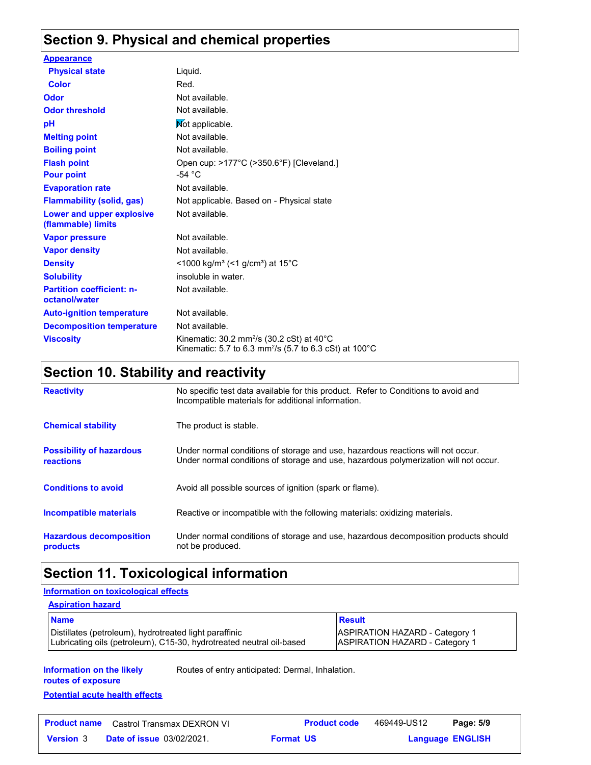## Section 9. Physical and chemical properties

**Appearance**

| | |
|---|---|
| **Physical state** | Liquid. |
| **Color** | Red. |
| **Odor** | Not available. |
| **Odor threshold** | Not available. |
| **pH** | Not applicable. |
| **Melting point** | Not available. |
| **Boiling point** | Not available. |
| **Flash point** | Open cup: >177°C (>350.6°F) [Cleveland.] |
| **Pour point** | -54 °C |
| **Evaporation rate** | Not available. |
| **Flammability (solid, gas)** | Not applicable. Based on - Physical state |
| **Lower and upper explosive (flammable) limits** | Not available. |
| **Vapor pressure** | Not available. |
| **Vapor density** | Not available. |
| **Density** | <1000 kg/m³ (<1 g/cm³) at 15°C |
| **Solubility** | insoluble in water. |
| **Partition coefficient: n-octanol/water** | Not available. |
| **Auto-ignition temperature** | Not available. |
| **Decomposition temperature** | Not available. |
| **Viscosity** | Kinematic: 30.2 mm²/s (30.2 cSt) at 40°C<br>Kinematic: 5.7 to 6.3 mm²/s (5.7 to 6.3 cSt) at 100°C |

## Section 10. Stability and reactivity

| | |
|---|---|
| **Reactivity** | No specific test data available for this product. Refer to Conditions to avoid and Incompatible materials for additional information. |
| **Chemical stability** | The product is stable. |
| **Possibility of hazardous reactions** | Under normal conditions of storage and use, hazardous reactions will not occur.<br>Under normal conditions of storage and use, hazardous polymerization will not occur. |
| **Conditions to avoid** | Avoid all possible sources of ignition (spark or flame). |
| **Incompatible materials** | Reactive or incompatible with the following materials: oxidizing materials. |
| **Hazardous decomposition products** | Under normal conditions of storage and use, hazardous decomposition products should not be produced. |

## Section 11. Toxicological information

**Information on toxicological effects**

**Aspiration hazard**

| Name | Result |
|---|---|
| Distillates (petroleum), hydrotreated light paraffinic | ASPIRATION HAZARD - Category 1 |
| Lubricating oils (petroleum), C15-30, hydrotreated neutral oil-based | ASPIRATION HAZARD - Category 1 |

**Information on the likely routes of exposure**: Routes of entry anticipated: Dermal, Inhalation.

**Potential acute health effects**

| **Product name** | Castrol Transmax DEXRON VI | **Product code** | 469449-US12 |
|---|---|---|---|
| **Version** 3 | **Date of issue** 03/02/2021. | **Format** US | **Language** ENGLISH |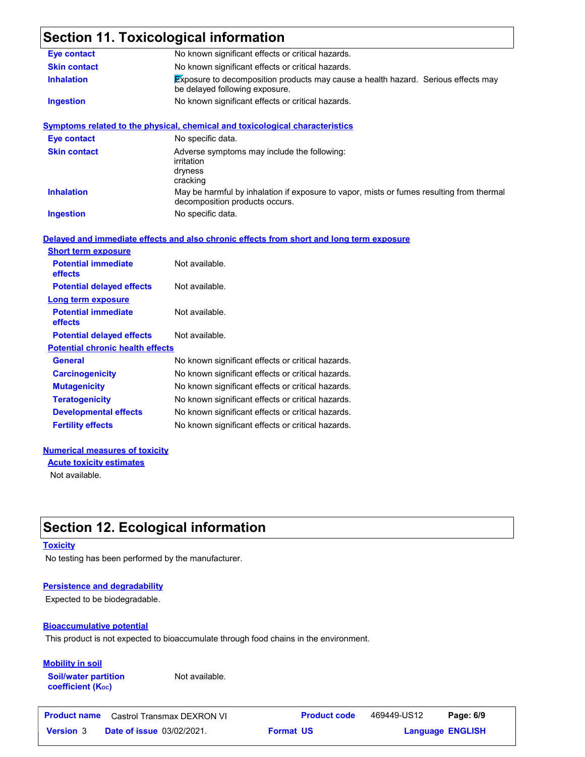## Section 11. Toxicological information

| | |
|---|---|
| **Eye contact** | No known significant effects or critical hazards. |
| **Skin contact** | No known significant effects or critical hazards. |
| **Inhalation** | Exposure to decomposition products may cause a health hazard. Serious effects may be delayed following exposure. |
| **Ingestion** | No known significant effects or critical hazards. |

**Symptoms related to the physical, chemical and toxicological characteristics**

| | |
|---|---|
| **Eye contact** | No specific data. |
| **Skin contact** | Adverse symptoms may include the following: irritation dryness cracking |
| **Inhalation** | May be harmful by inhalation if exposure to vapor, mists or fumes resulting from thermal decomposition products occurs. |
| **Ingestion** | No specific data. |

**Delayed and immediate effects and also chronic effects from short and long term exposure**

**Short term exposure**

| | |
|---|---|
| **Potential immediate effects** | Not available. |
| **Potential delayed effects** | Not available. |

**Long term exposure**

| | |
|---|---|
| **Potential immediate effects** | Not available. |
| **Potential delayed effects** | Not available. |

**Potential chronic health effects**

| | |
|---|---|
| **General** | No known significant effects or critical hazards. |
| **Carcinogenicity** | No known significant effects or critical hazards. |
| **Mutagenicity** | No known significant effects or critical hazards. |
| **Teratogenicity** | No known significant effects or critical hazards. |
| **Developmental effects** | No known significant effects or critical hazards. |
| **Fertility effects** | No known significant effects or critical hazards. |

**Numerical measures of toxicity**

**Acute toxicity estimates**

Not available.

## Section 12. Ecological information

**Toxicity**

No testing has been performed by the manufacturer.

**Persistence and degradability**

Expected to be biodegradable.

**Bioaccumulative potential**

This product is not expected to bioaccumulate through food chains in the environment.

**Mobility in soil**

| | |
|---|---|
| **Soil/water partition coefficient ($K_{OC}$)** | Not available. |

| **Product name** | Castrol Transmax DEXRON VI | **Product code** | 469449-US12 | **Page: 6/9** |
|---|---|---|---|---|
| **Version** 3 | **Date of issue** 03/02/2021. | **Format** US | | **Language** ENGLISH |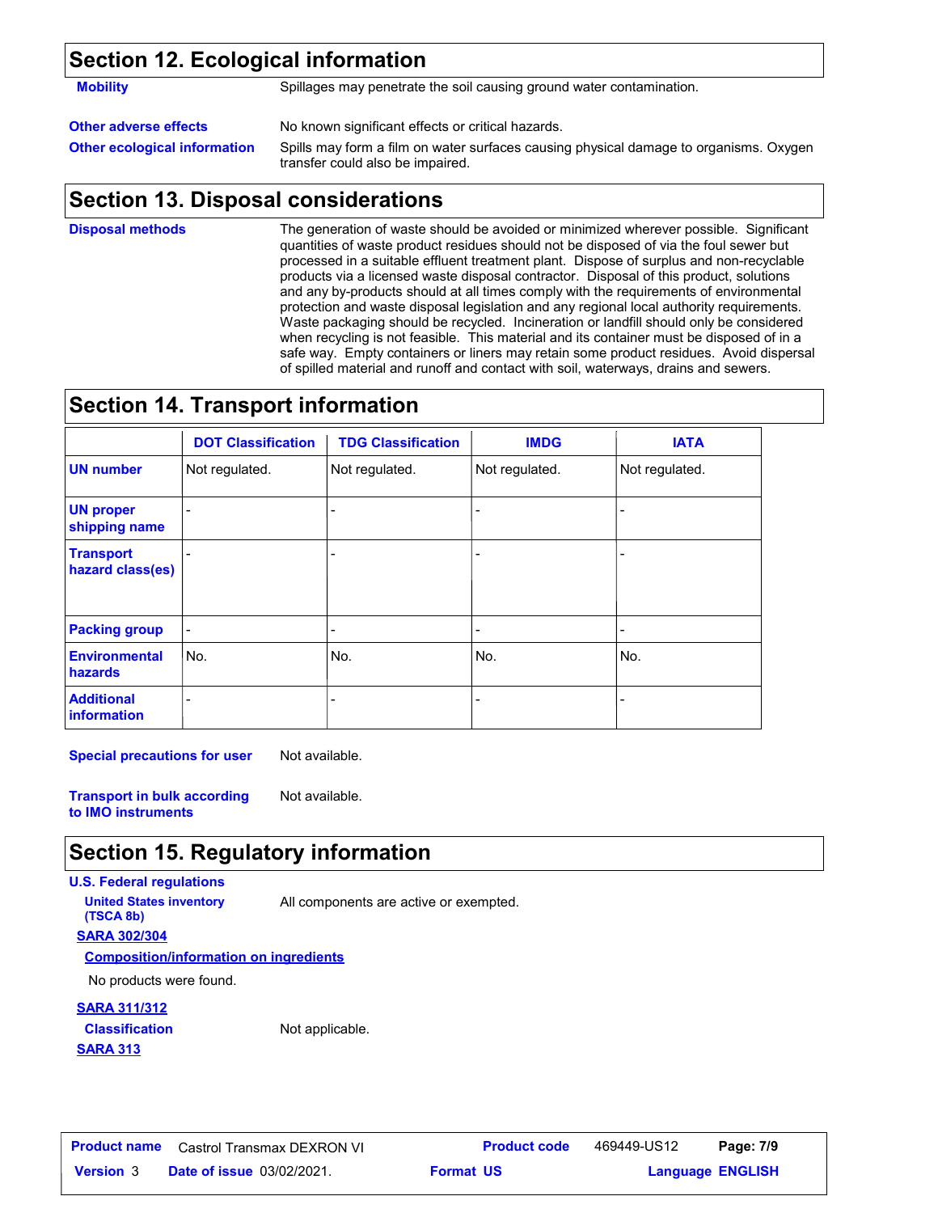## Section 12. Ecological information

**Mobility** Spillages may penetrate the soil causing ground water contamination.

**Other adverse effects** No known significant effects or critical hazards.

**Other ecological information** Spills may form a film on water surfaces causing physical damage to organisms. Oxygen transfer could also be impaired.

## Section 13. Disposal considerations

**Disposal methods** The generation of waste should be avoided or minimized wherever possible. Significant quantities of waste product residues should not be disposed of via the foul sewer but processed in a suitable effluent treatment plant. Dispose of surplus and non-recyclable products via a licensed waste disposal contractor. Disposal of this product, solutions and any by-products should at all times comply with the requirements of environmental protection and waste disposal legislation and any regional local authority requirements. Waste packaging should be recycled. Incineration or landfill should only be considered when recycling is not feasible. This material and its container must be disposed of in a safe way. Empty containers or liners may retain some product residues. Avoid dispersal of spilled material and runoff and contact with soil, waterways, drains and sewers.

## Section 14. Transport information

| | DOT Classification | TDG Classification | IMDG | IATA |
|---|---|---|---|---|
| **UN number** | Not regulated. | Not regulated. | Not regulated. | Not regulated. |
| **UN proper shipping name** | - | - | - | - |
| **Transport hazard class(es)** | - | - | - | - |
| **Packing group** | - | - | - | - |
| **Environmental hazards** | No. | No. | No. | No. |
| **Additional information** | - | - | - | - |

**Special precautions for user** Not available.

**Transport in bulk according to IMO instruments** Not available.

## Section 15. Regulatory information

**U.S. Federal regulations**

**United States inventory (TSCA 8b)** All components are active or exempted.

**SARA 302/304**

**Composition/information on ingredients**

No products were found.

**SARA 311/312**

**Classification** Not applicable.

**SARA 313**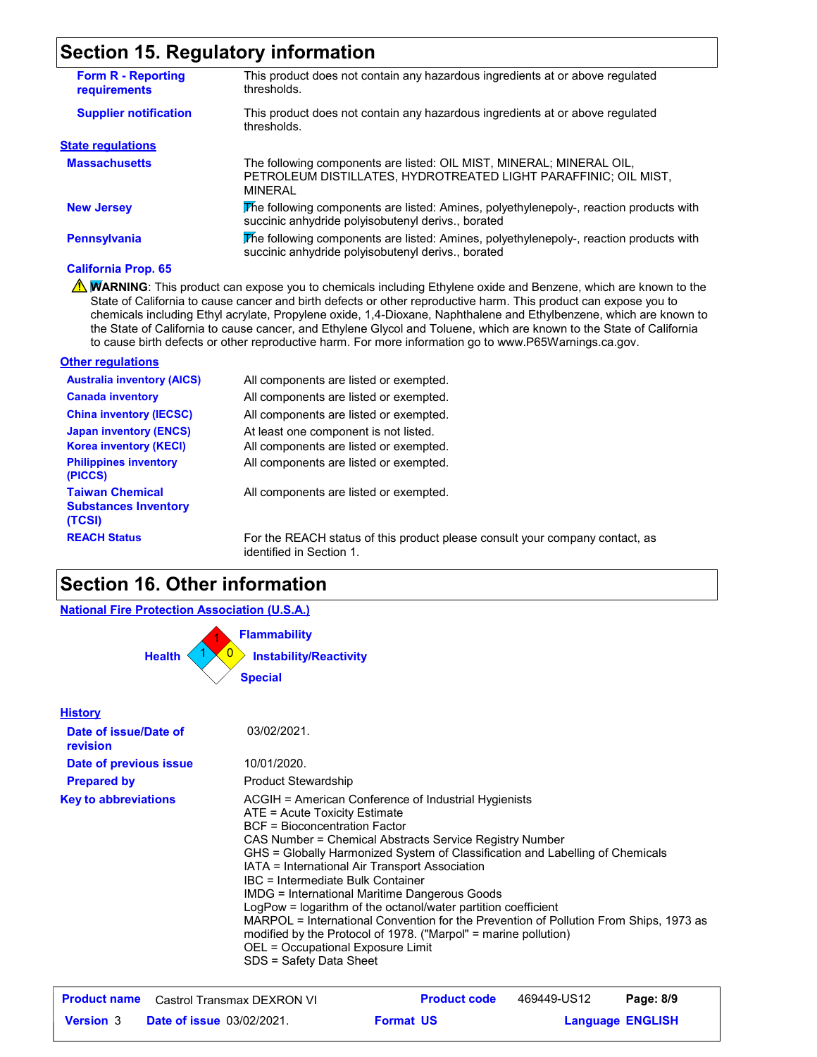## Section 15. Regulatory information

| | |
|---|---|
| **Form R - Reporting requirements** | This product does not contain any hazardous ingredients at or above regulated thresholds. |
| **Supplier notification** | This product does not contain any hazardous ingredients at or above regulated thresholds. |

### State regulations

| | |
|---|---|
| **Massachusetts** | The following components are listed: OIL MIST, MINERAL; MINERAL OIL, PETROLEUM DISTILLATES, HYDROTREATED LIGHT PARAFFINIC; OIL MIST, MINERAL |
| **New Jersey** | The following components are listed: Amines, polyethylenepoly-, reaction products with succinic anhydride polyisobutenyl derivs., borated |
| **Pennsylvania** | The following components are listed: Amines, polyethylenepoly-, reaction products with succinic anhydride polyisobutenyl derivs., borated |

**California Prop. 65**

⚠ **WARNING**: This product can expose you to chemicals including Ethylene oxide and Benzene, which are known to the State of California to cause cancer and birth defects or other reproductive harm. This product can expose you to chemicals including Ethyl acrylate, Propylene oxide, 1,4-Dioxane, Naphthalene and Ethylbenzene, which are known to the State of California to cause cancer, and Ethylene Glycol and Toluene, which are known to the State of California to cause birth defects or other reproductive harm. For more information go to www.P65Warnings.ca.gov.

### Other regulations

| | |
|---|---|
| **Australia inventory (AICS)** | All components are listed or exempted. |
| **Canada inventory** | All components are listed or exempted. |
| **China inventory (IECSC)** | All components are listed or exempted. |
| **Japan inventory (ENCS)** | At least one component is not listed. |
| **Korea inventory (KECI)** | All components are listed or exempted. |
| **Philippines inventory (PICCS)** | All components are listed or exempted. |
| **Taiwan Chemical Substances Inventory (TCSI)** | All components are listed or exempted. |
| **REACH Status** | For the REACH status of this product please consult your company contact, as identified in Section 1. |

## Section 16. Other information

### National Fire Protection Association (U.S.A.)

- Health: 1
- Flammability: 1
- Instability/Reactivity: 0
- Special:

### History

| | |
|---|---|
| **Date of issue/Date of revision** | 03/02/2021. |
| **Date of previous issue** | 10/01/2020. |
| **Prepared by** | Product Stewardship |

**Key to abbreviations**

ACGIH = American Conference of Industrial Hygienists
ATE = Acute Toxicity Estimate
BCF = Bioconcentration Factor
CAS Number = Chemical Abstracts Service Registry Number
GHS = Globally Harmonized System of Classification and Labelling of Chemicals
IATA = International Air Transport Association
IBC = Intermediate Bulk Container
IMDG = International Maritime Dangerous Goods
LogPow = logarithm of the octanol/water partition coefficient
MARPOL = International Convention for the Prevention of Pollution From Ships, 1973 as modified by the Protocol of 1978. ("Marpol" = marine pollution)
OEL = Occupational Exposure Limit
SDS = Safety Data Sheet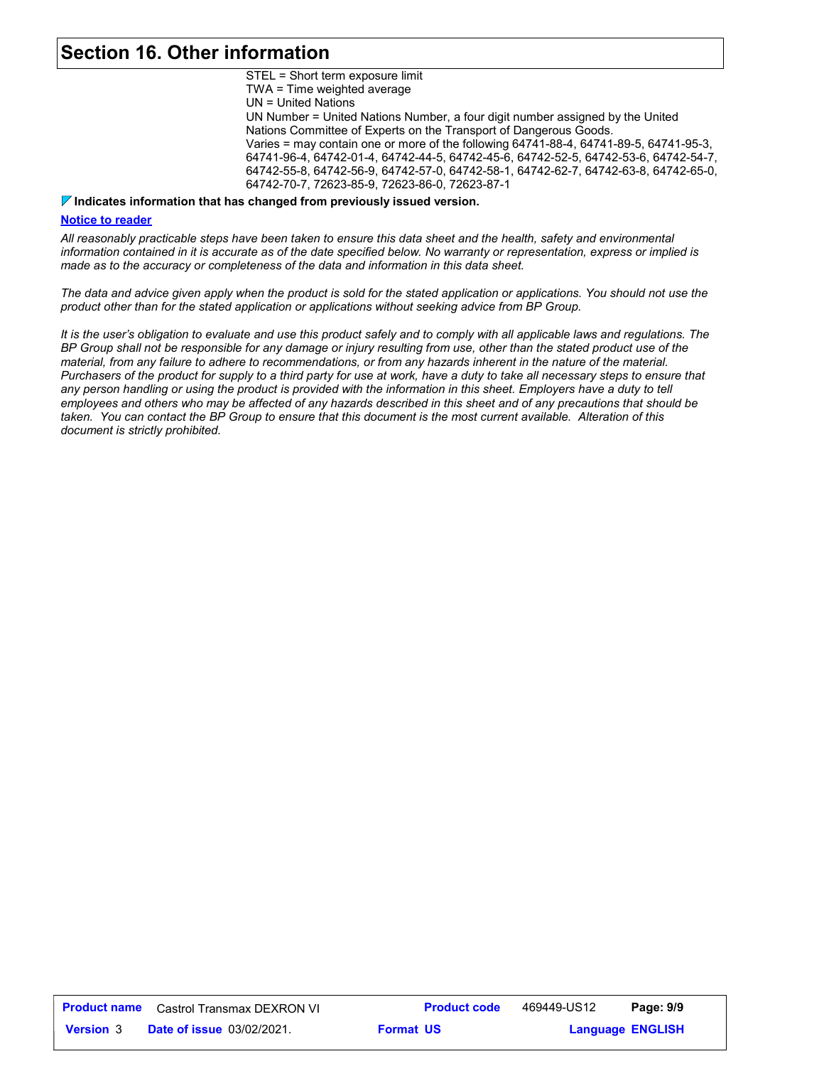## Section 16. Other information

STEL = Short term exposure limit
TWA = Time weighted average
UN = United Nations
UN Number = United Nations Number, a four digit number assigned by the United Nations Committee of Experts on the Transport of Dangerous Goods.
Varies = may contain one or more of the following 64741-88-4, 64741-89-5, 64741-95-3, 64741-96-4, 64742-01-4, 64742-44-5, 64742-45-6, 64742-52-5, 64742-53-6, 64742-54-7, 64742-55-8, 64742-56-9, 64742-57-0, 64742-58-1, 64742-62-7, 64742-63-8, 64742-65-0, 64742-70-7, 72623-85-9, 72623-86-0, 72623-87-1

**Indicates information that has changed from previously issued version.**

**Notice to reader**

*All reasonably practicable steps have been taken to ensure this data sheet and the health, safety and environmental information contained in it is accurate as of the date specified below. No warranty or representation, express or implied is made as to the accuracy or completeness of the data and information in this data sheet.*

*The data and advice given apply when the product is sold for the stated application or applications. You should not use the product other than for the stated application or applications without seeking advice from BP Group.*

*It is the user's obligation to evaluate and use this product safely and to comply with all applicable laws and regulations. The BP Group shall not be responsible for any damage or injury resulting from use, other than the stated product use of the material, from any failure to adhere to recommendations, or from any hazards inherent in the nature of the material. Purchasers of the product for supply to a third party for use at work, have a duty to take all necessary steps to ensure that any person handling or using the product is provided with the information in this sheet. Employers have a duty to tell employees and others who may be affected of any hazards described in this sheet and of any precautions that should be taken. You can contact the BP Group to ensure that this document is the most current available. Alteration of this document is strictly prohibited.*